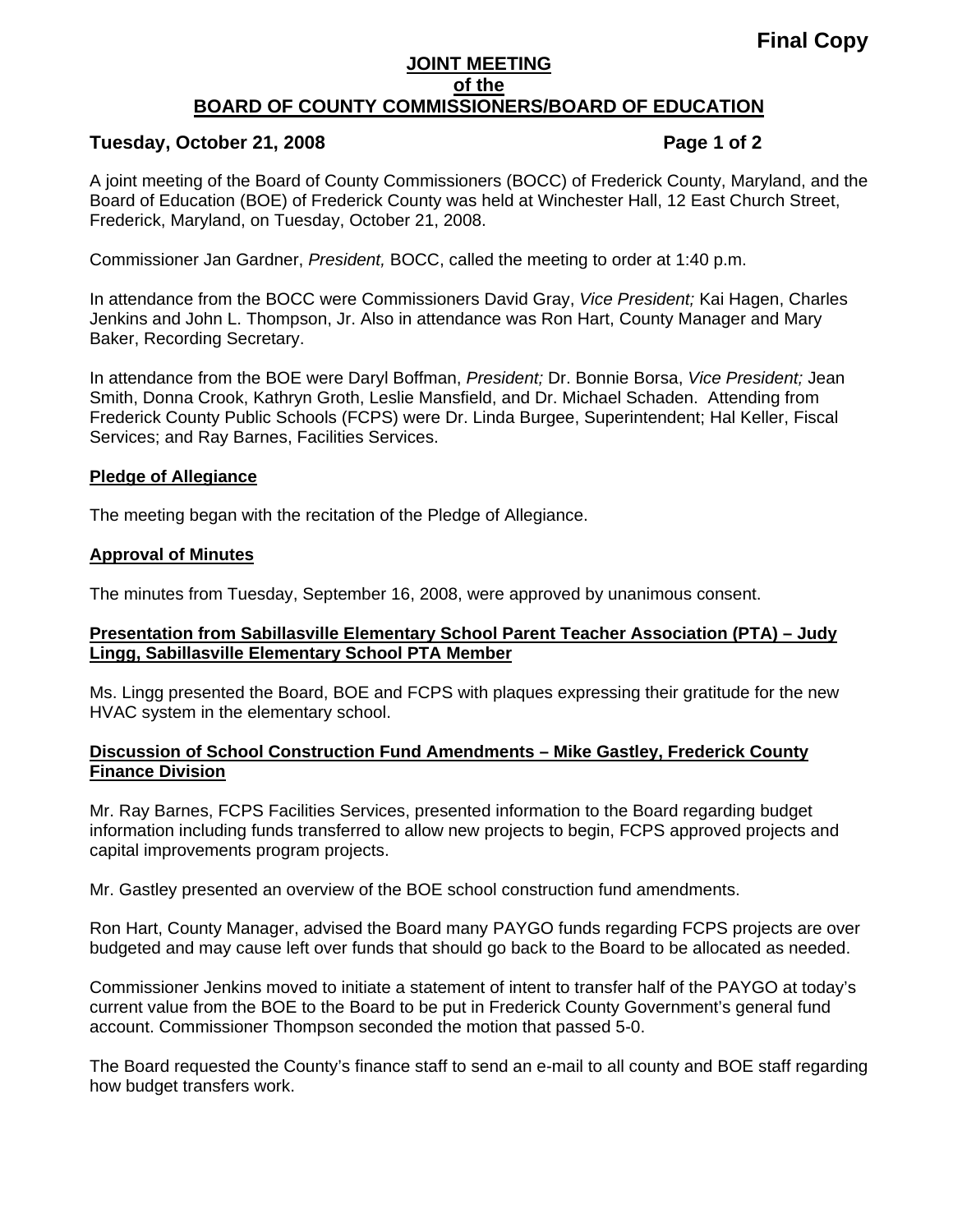**Final Copy**

# JOINT MEETING of the BOARD OF COUNTY COMMISSIONERS/BOARD OF EDUCATION

**Tuesday, October 21, 2008**

A joint meeting of the Board of County Commissioners (BOCC) of Frederick County, Maryland, and the Board of Education (BOE) of Frederick County was held at Winchester Hall, 12 East Church Street, Frederick, Maryland, on Tuesday, October 21, 2008.

Commissioner Jan Gardner, *President,* BOCC, called the meeting to order at 1:40 p.m.

In attendance from the BOCC were Commissioners David Gray, *Vice President;* Kai Hagen, Charles Jenkins and John L. Thompson, Jr. Also in attendance was Ron Hart, County Manager and Mary Baker, Recording Secretary.

In attendance from the BOE were Daryl Boffman, *President;* Dr. Bonnie Borsa, *Vice President;* Jean Smith, Donna Crook, Kathryn Groth, Leslie Mansfield, and Dr. Michael Schaden. Attending from Frederick County Public Schools (FCPS) were Dr. Linda Burgee, Superintendent; Hal Keller, Fiscal Services; and Ray Barnes, Facilities Services.

## Pledge of Allegiance

The meeting began with the recitation of the Pledge of Allegiance.

## Approval of Minutes

The minutes from Tuesday, September 16, 2008, were approved by unanimous consent.

## Presentation from Sabillasville Elementary School Parent Teacher Association (PTA) – Judy Lingg, Sabillasville Elementary School PTA Member

Ms. Lingg presented the Board, BOE and FCPS with plaques expressing their gratitude for the new HVAC system in the elementary school.

## Discussion of School Construction Fund Amendments – Mike Gastley, Frederick County Finance Division

Mr. Ray Barnes, FCPS Facilities Services, presented information to the Board regarding budget information including funds transferred to allow new projects to begin, FCPS approved projects and capital improvements program projects.

Mr. Gastley presented an overview of the BOE school construction fund amendments.

Ron Hart, County Manager, advised the Board many PAYGO funds regarding FCPS projects are over budgeted and may cause left over funds that should go back to the Board to be allocated as needed.

Commissioner Jenkins moved to initiate a statement of intent to transfer half of the PAYGO at today's current value from the BOE to the Board to be put in Frederick County Government's general fund account. Commissioner Thompson seconded the motion that passed 5-0.

The Board requested the County's finance staff to send an e-mail to all county and BOE staff regarding how budget transfers work.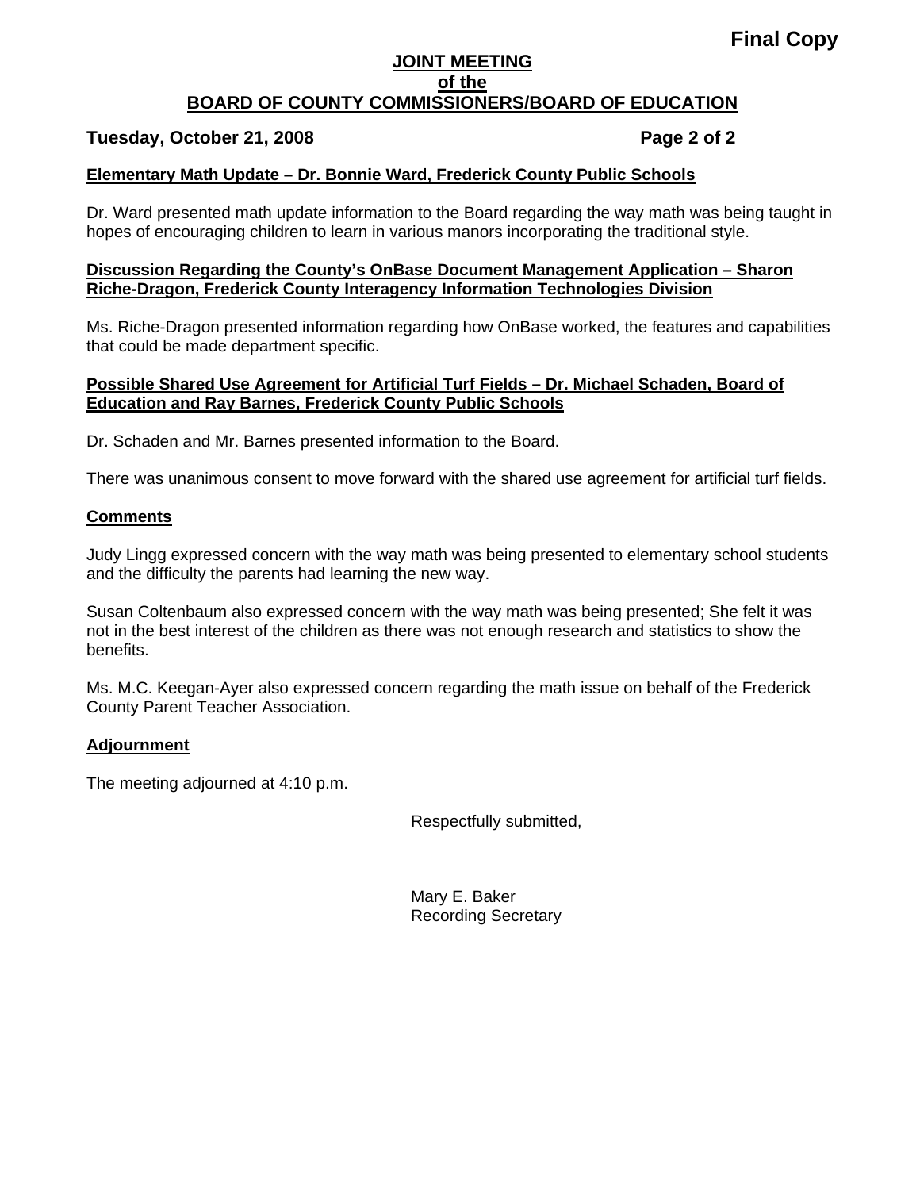**Final Copy**

**JOINT MEETING**
**of the**
**BOARD OF COUNTY COMMISSIONERS/BOARD OF EDUCATION**

**Tuesday, October 21, 2008**

### Elementary Math Update – Dr. Bonnie Ward, Frederick County Public Schools

Dr. Ward presented math update information to the Board regarding the way math was being taught in hopes of encouraging children to learn in various manors incorporating the traditional style.

### Discussion Regarding the County's OnBase Document Management Application – Sharon Riche-Dragon, Frederick County Interagency Information Technologies Division

Ms. Riche-Dragon presented information regarding how OnBase worked, the features and capabilities that could be made department specific.

### Possible Shared Use Agreement for Artificial Turf Fields – Dr. Michael Schaden, Board of Education and Ray Barnes, Frederick County Public Schools

Dr. Schaden and Mr. Barnes presented information to the Board.

There was unanimous consent to move forward with the shared use agreement for artificial turf fields.

### Comments

Judy Lingg expressed concern with the way math was being presented to elementary school students and the difficulty the parents had learning the new way.

Susan Coltenbaum also expressed concern with the way math was being presented; She felt it was not in the best interest of the children as there was not enough research and statistics to show the benefits.

Ms. M.C. Keegan-Ayer also expressed concern regarding the math issue on behalf of the Frederick County Parent Teacher Association.

### Adjournment

The meeting adjourned at 4:10 p.m.

Respectfully submitted,

Mary E. Baker
Recording Secretary